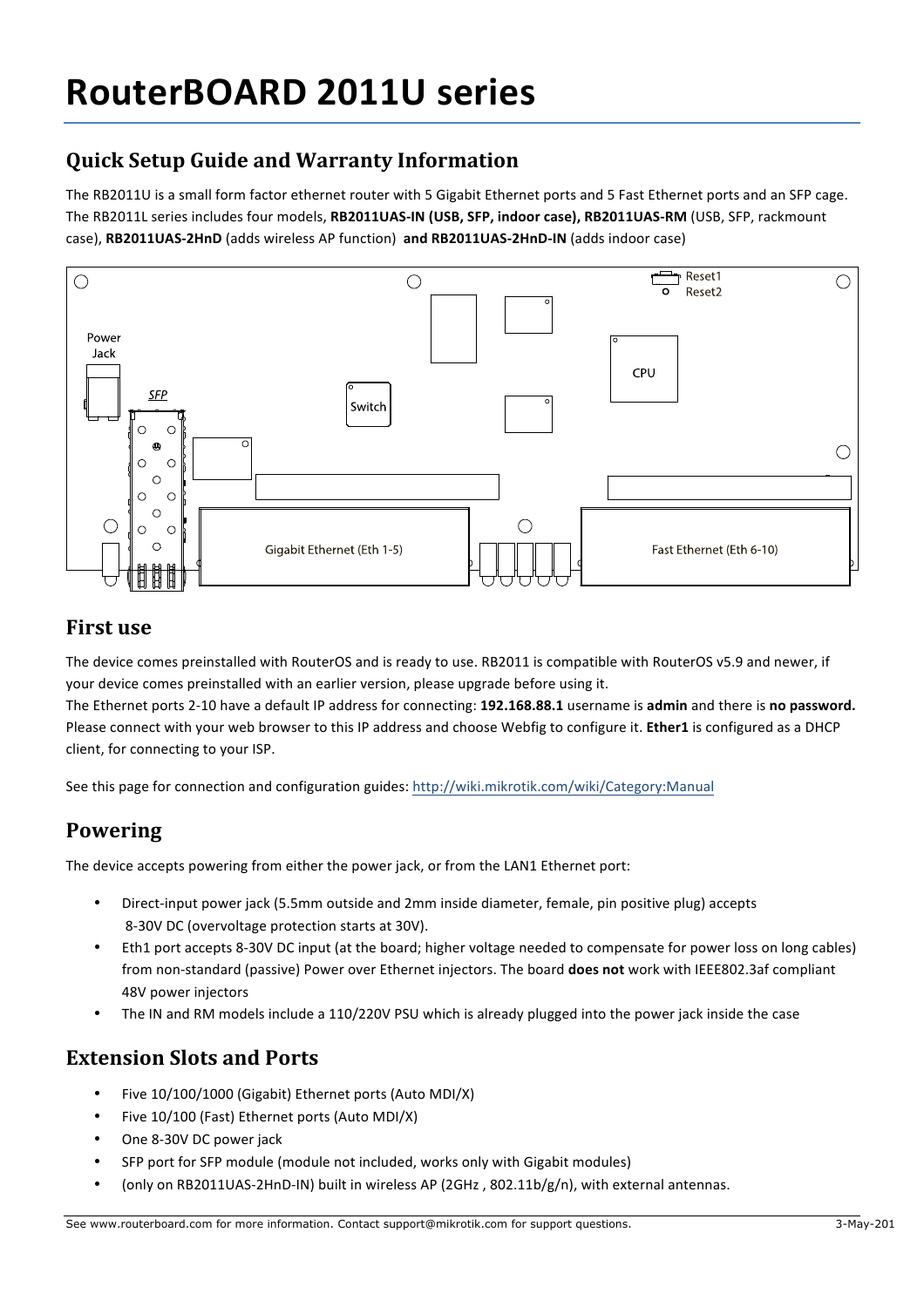# RouterBOARD 2011U series

## Quick Setup Guide and Warranty Information

The RB2011U is a small form factor ethernet router with 5 Gigabit Ethernet ports and 5 Fast Ethernet ports and an SFP cage. The RB2011L series includes four models, **RB2011UAS-IN (USB, SFP, indoor case), RB2011UAS-RM** (USB, SFP, rackmount case), **RB2011UAS-2HnD** (adds wireless AP function) **and RB2011UAS-2HnD-IN** (adds indoor case)

## First use

The device comes preinstalled with RouterOS and is ready to use. RB2011 is compatible with RouterOS v5.9 and newer, if your device comes preinstalled with an earlier version, please upgrade before using it.

The Ethernet ports 2-10 have a default IP address for connecting: **192.168.88.1** username is **admin** and there is **no password.** Please connect with your web browser to this IP address and choose Webfig to configure it. **Ether1** is configured as a DHCP client, for connecting to your ISP.

See this page for connection and configuration guides: http://wiki.mikrotik.com/wiki/Category:Manual

## Powering

The device accepts powering from either the power jack, or from the LAN1 Ethernet port:

- Direct-input power jack (5.5mm outside and 2mm inside diameter, female, pin positive plug) accepts 8-30V DC (overvoltage protection starts at 30V).
- Eth1 port accepts 8-30V DC input (at the board; higher voltage needed to compensate for power loss on long cables) from non-standard (passive) Power over Ethernet injectors. The board **does not** work with IEEE802.3af compliant 48V power injectors
- The IN and RM models include a 110/220V PSU which is already plugged into the power jack inside the case

## Extension Slots and Ports

- Five 10/100/1000 (Gigabit) Ethernet ports (Auto MDI/X)
- Five 10/100 (Fast) Ethernet ports (Auto MDI/X)
- One 8-30V DC power jack
- SFP port for SFP module (module not included, works only with Gigabit modules)
- (only on RB2011UAS-2HnD-IN) built in wireless AP (2GHz , 802.11b/g/n), with external antennas.

See www.routerboard.com for more information. Contact support@mikrotik.com for support questions.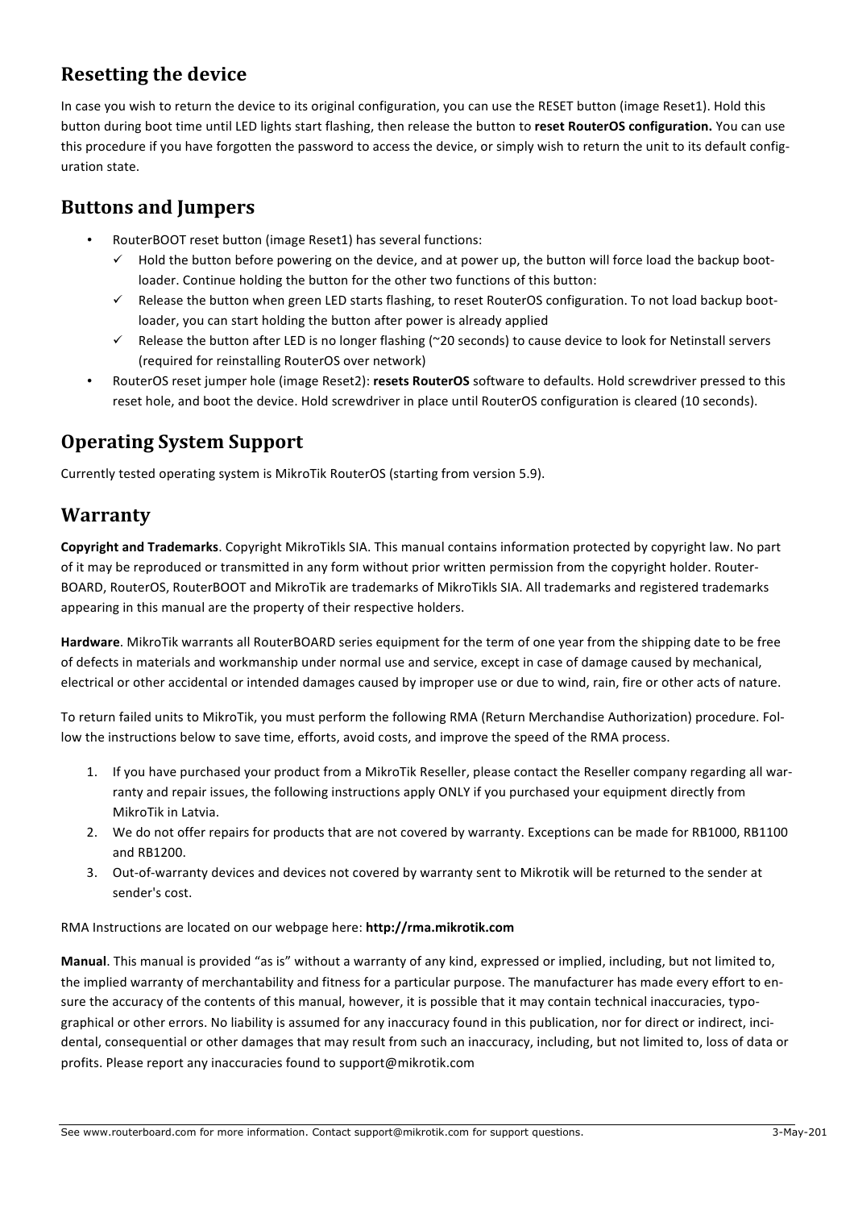## Resetting the device

In case you wish to return the device to its original configuration, you can use the RESET button (image Reset1). Hold this button during boot time until LED lights start flashing, then release the button to **reset RouterOS configuration.** You can use this procedure if you have forgotten the password to access the device, or simply wish to return the unit to its default configuration state.

## Buttons and Jumpers

- RouterBOOT reset button (image Reset1) has several functions:
  - ✓ Hold the button before powering on the device, and at power up, the button will force load the backup bootloader. Continue holding the button for the other two functions of this button:
  - ✓ Release the button when green LED starts flashing, to reset RouterOS configuration. To not load backup bootloader, you can start holding the button after power is already applied
  - ✓ Release the button after LED is no longer flashing (~20 seconds) to cause device to look for Netinstall servers (required for reinstalling RouterOS over network)
- RouterOS reset jumper hole (image Reset2): **resets RouterOS** software to defaults. Hold screwdriver pressed to this reset hole, and boot the device. Hold screwdriver in place until RouterOS configuration is cleared (10 seconds).

## Operating System Support

Currently tested operating system is MikroTik RouterOS (starting from version 5.9).

## Warranty

**Copyright and Trademarks**. Copyright MikroTikls SIA. This manual contains information protected by copyright law. No part of it may be reproduced or transmitted in any form without prior written permission from the copyright holder. RouterBOARD, RouterOS, RouterBOOT and MikroTik are trademarks of MikroTikls SIA. All trademarks and registered trademarks appearing in this manual are the property of their respective holders.

**Hardware**. MikroTik warrants all RouterBOARD series equipment for the term of one year from the shipping date to be free of defects in materials and workmanship under normal use and service, except in case of damage caused by mechanical, electrical or other accidental or intended damages caused by improper use or due to wind, rain, fire or other acts of nature.

To return failed units to MikroTik, you must perform the following RMA (Return Merchandise Authorization) procedure. Follow the instructions below to save time, efforts, avoid costs, and improve the speed of the RMA process.

1. If you have purchased your product from a MikroTik Reseller, please contact the Reseller company regarding all warranty and repair issues, the following instructions apply ONLY if you purchased your equipment directly from MikroTik in Latvia.
2. We do not offer repairs for products that are not covered by warranty. Exceptions can be made for RB1000, RB1100 and RB1200.
3. Out-of-warranty devices and devices not covered by warranty sent to Mikrotik will be returned to the sender at sender's cost.

RMA Instructions are located on our webpage here: **http://rma.mikrotik.com**

**Manual**. This manual is provided "as is" without a warranty of any kind, expressed or implied, including, but not limited to, the implied warranty of merchantability and fitness for a particular purpose. The manufacturer has made every effort to ensure the accuracy of the contents of this manual, however, it is possible that it may contain technical inaccuracies, typographical or other errors. No liability is assumed for any inaccuracy found in this publication, nor for direct or indirect, incidental, consequential or other damages that may result from such an inaccuracy, including, but not limited to, loss of data or profits. Please report any inaccuracies found to support@mikrotik.com